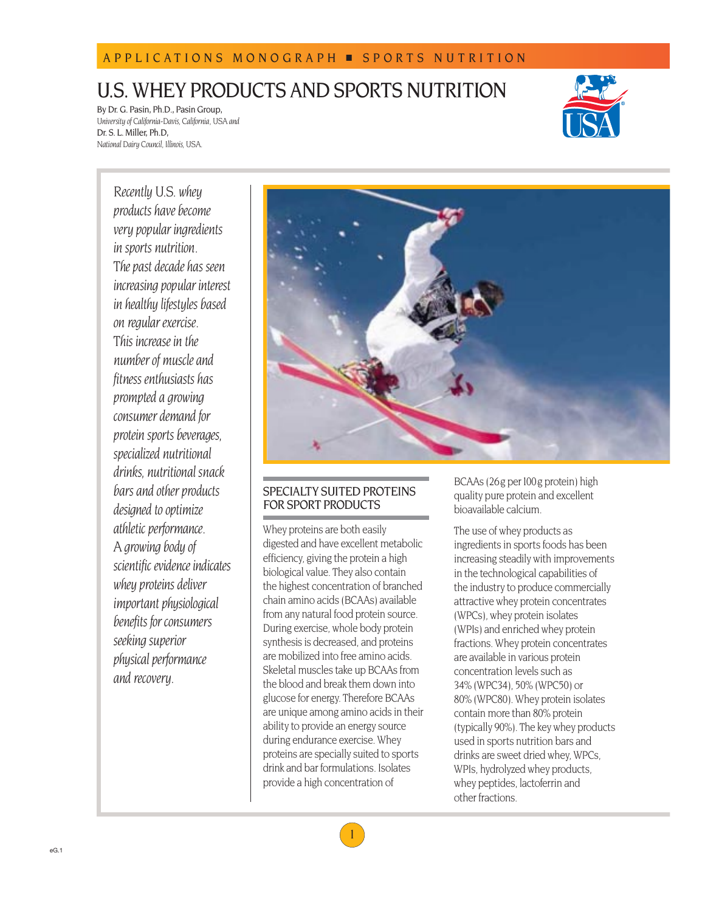APPLICATIONS MONOGRAPH ■ SPORTS NUTRITION

# U.S. WHEY PRODUCTS AND SPORTS NUTRITION

By Dr. G. Pasin, Ph.D., Pasin Group,
*University of California-Davis, California, USA and*
Dr. S. L. Miller, Ph.D,
*National Dairy Council, Illinois, USA.*

*Recently U.S. whey products have become very popular ingredients in sports nutrition. The past decade has seen increasing popular interest in healthy lifestyles based on regular exercise. This increase in the number of muscle and fitness enthusiasts has prompted a growing consumer demand for protein sports beverages, specialized nutritional drinks, nutritional snack bars and other products designed to optimize athletic performance. A growing body of scientific evidence indicates whey proteins deliver important physiological benefits for consumers seeking superior physical performance and recovery.*

## SPECIALTY SUITED PROTEINS FOR SPORT PRODUCTS

Whey proteins are both easily digested and have excellent metabolic efficiency, giving the protein a high biological value. They also contain the highest concentration of branched chain amino acids (BCAAs) available from any natural food protein source. During exercise, whole body protein synthesis is decreased, and proteins are mobilized into free amino acids. Skeletal muscles take up BCAAs from the blood and break them down into glucose for energy. Therefore BCAAs are unique among amino acids in their ability to provide an energy source during endurance exercise. Whey proteins are specially suited to sports drink and bar formulations. Isolates provide a high concentration of BCAAs (26g per 100g protein) high quality pure protein and excellent bioavailable calcium.

The use of whey products as ingredients in sports foods has been increasing steadily with improvements in the technological capabilities of the industry to produce commercially attractive whey protein concentrates (WPCs), whey protein isolates (WPIs) and enriched whey protein fractions. Whey protein concentrates are available in various protein concentration levels such as 34% (WPC34), 50% (WPC50) or 80% (WPC80). Whey protein isolates contain more than 80% protein (typically 90%). The key whey products used in sports nutrition bars and drinks are sweet dried whey, WPCs, WPIs, hydrolyzed whey products, whey peptides, lactoferrin and other fractions.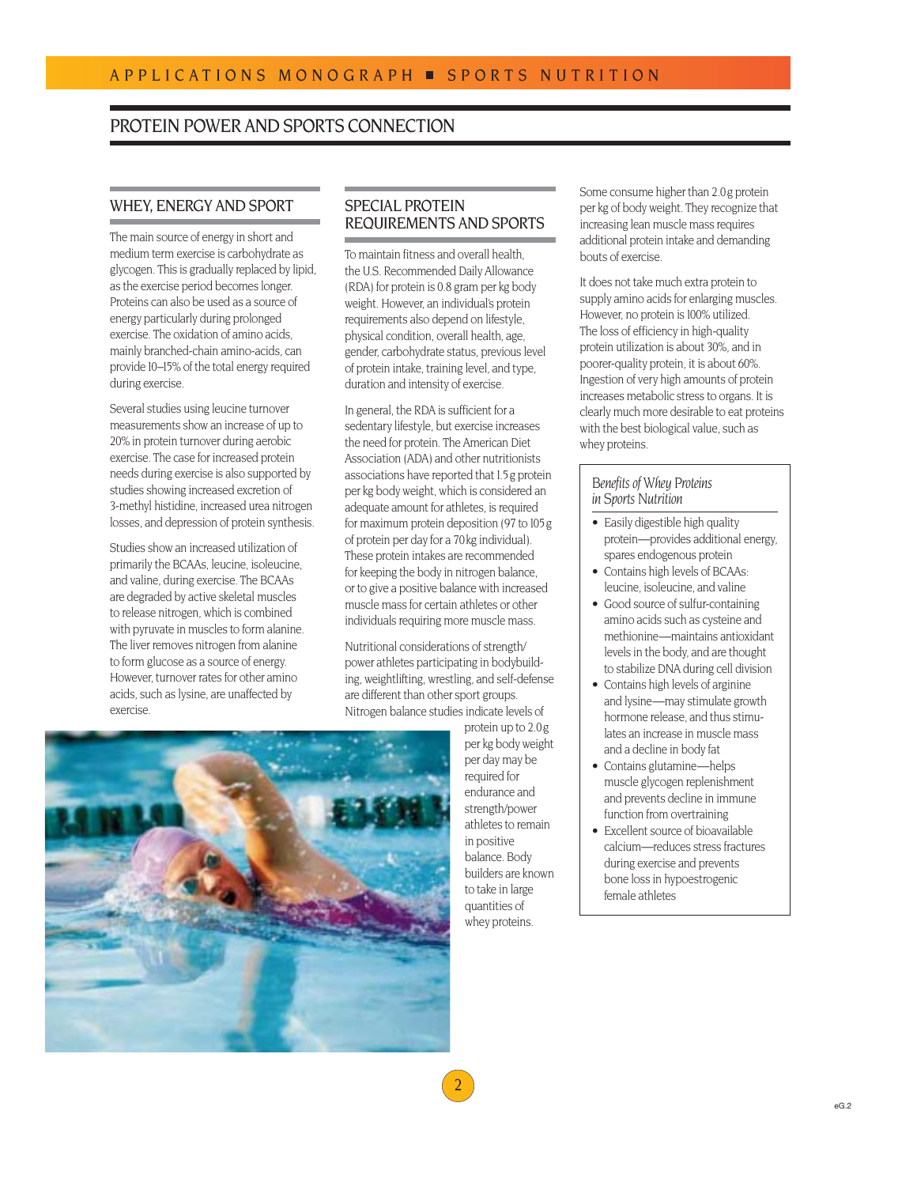## PROTEIN POWER AND SPORTS CONNECTION

### WHEY, ENERGY AND SPORT

The main source of energy in short and medium term exercise is carbohydrate as glycogen. This is gradually replaced by lipid, as the exercise period becomes longer. Proteins can also be used as a source of energy particularly during prolonged exercise. The oxidation of amino acids, mainly branched-chain amino-acids, can provide 10–15% of the total energy required during exercise.

Several studies using leucine turnover measurements show an increase of up to 20% in protein turnover during aerobic exercise. The case for increased protein needs during exercise is also supported by studies showing increased excretion of 3-methyl histidine, increased urea nitrogen losses, and depression of protein synthesis.

Studies show an increased utilization of primarily the BCAAs, leucine, isoleucine, and valine, during exercise. The BCAAs are degraded by active skeletal muscles to release nitrogen, which is combined with pyruvate in muscles to form alanine. The liver removes nitrogen from alanine to form glucose as a source of energy. However, turnover rates for other amino acids, such as lysine, are unaffected by exercise.

### SPECIAL PROTEIN REQUIREMENTS AND SPORTS

To maintain fitness and overall health, the U.S. Recommended Daily Allowance (RDA) for protein is 0.8 gram per kg body weight. However, an individual's protein requirements also depend on lifestyle, physical condition, overall health, age, gender, carbohydrate status, previous level of protein intake, training level, and type, duration and intensity of exercise.

In general, the RDA is sufficient for a sedentary lifestyle, but exercise increases the need for protein. The American Diet Association (ADA) and other nutritionists associations have reported that 1.5 g protein per kg body weight, which is considered an adequate amount for athletes, is required for maximum protein deposition (97 to 105 g of protein per day for a 70 kg individual). These protein intakes are recommended for keeping the body in nitrogen balance, or to give a positive balance with increased muscle mass for certain athletes or other individuals requiring more muscle mass.

Nutritional considerations of strength/power athletes participating in bodybuilding, weightlifting, wrestling, and self-defense are different than other sport groups. Nitrogen balance studies indicate levels of protein up to 2.0 g per kg body weight per day may be required for endurance and strength/power athletes to remain in positive balance. Body builders are known to take in large quantities of whey proteins.

Some consume higher than 2.0 g protein per kg of body weight. They recognize that increasing lean muscle mass requires additional protein intake and demanding bouts of exercise.

It does not take much extra protein to supply amino acids for enlarging muscles. However, no protein is 100% utilized. The loss of efficiency in high-quality protein utilization is about 30%, and in poorer-quality protein, it is about 60%. Ingestion of very high amounts of protein increases metabolic stress to organs. It is clearly much more desirable to eat proteins with the best biological value, such as whey proteins.

#### *Benefits of Whey Proteins in Sports Nutrition*

- Easily digestible high quality protein—provides additional energy, spares endogenous protein
- Contains high levels of BCAAs: leucine, isoleucine, and valine
- Good source of sulfur-containing amino acids such as cysteine and methionine—maintains antioxidant levels in the body, and are thought to stabilize DNA during cell division
- Contains high levels of arginine and lysine—may stimulate growth hormone release, and thus stimulates an increase in muscle mass and a decline in body fat
- Contains glutamine—helps muscle glycogen replenishment and prevents decline in immune function from overtraining
- Excellent source of bioavailable calcium—reduces stress fractures during exercise and prevents bone loss in hypoestrogenic female athletes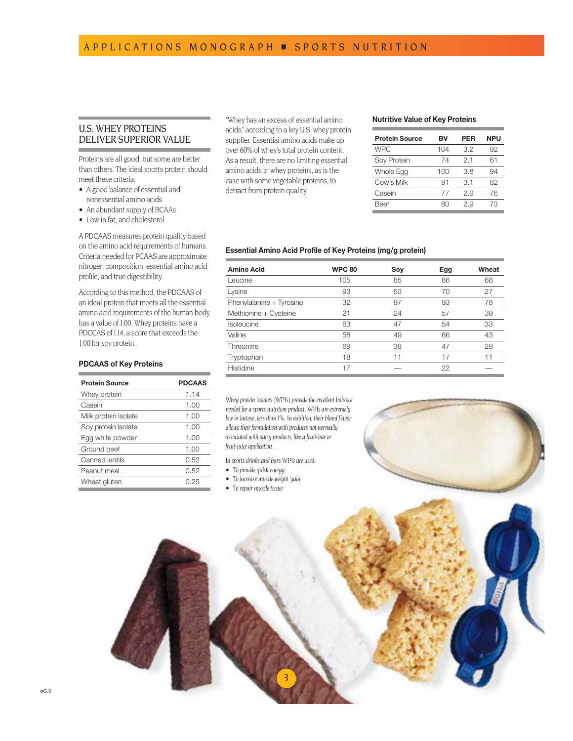## U.S. WHEY PROTEINS DELIVER SUPERIOR VALUE

Proteins are all good, but some are better than others. The ideal sports protein should meet these criteria:

- A good balance of essential and nonessential amino acids
- An abundant supply of BCAAs
- Low in fat, and cholesterol

A PDCAAS measures protein quality based on the amino acid requirements of humans. Criteria needed for PCAAS are approximate nitrogen composition, essential amino acid profile, and true digestibility.

According to this method, the PDCAAS of an ideal protein that meets all the essential amino acid requirements of the human body has a value of 1.00. Whey proteins have a PDCCAS of 1.14, a score that exceeds the 1.00 for soy protein.

### PDCAAS of Key Proteins

| Protein Source | PDCAAS |
|---|---|
| Whey protein | 1.14 |
| Casein | 1.00 |
| Milk protein isolate | 1.00 |
| Soy protein isolate | 1.00 |
| Egg white powder | 1.00 |
| Ground beef | 1.00 |
| Canned lentils | 0.52 |
| Peanut meal | 0.52 |
| Wheat gluten | 0.25 |

"Whey has an excess of essential amino acids," according to a key U.S. whey protein supplier. Essential amino acids make up over 60% of whey's total protein content. As a result, there are no limiting essential amino acids in whey proteins, as is the case with some vegetable proteins, to detract from protein quality.

### Nutritive Value of Key Proteins

| Protein Source | BV | PER | NPU |
|---|---|---|---|
| WPC | 104 | 3.2 | 92 |
| Soy Protein | 74 | 2.1 | 61 |
| Whole Egg | 100 | 3.8 | 94 |
| Cow's Milk | 91 | 3.1 | 82 |
| Casein | 77 | 2.9 | 76 |
| Beef | 80 | 2.9 | 73 |

### Essential Amino Acid Profile of Key Proteins (mg/g protein)

| Amino Acid | WPC 80 | Soy | Egg | Wheat |
|---|---|---|---|---|
| Leucine | 105 | 85 | 86 | 68 |
| Lysine | 93 | 63 | 70 | 27 |
| Phenylalanine + Tyrosine | 32 | 97 | 93 | 78 |
| Methionine + Cysteine | 21 | 24 | 57 | 39 |
| Isoleucine | 63 | 47 | 54 | 33 |
| Valine | 58 | 49 | 66 | 43 |
| Threonine | 69 | 38 | 47 | 29 |
| Tryptophan | 18 | 11 | 17 | 11 |
| Histidine | 17 | — | 22 | — |

*Whey protein isolates (WPIs) provide the excellent balance needed for a sports nutrition product. WPIs are extremely low in lactose, less than 1%. In addition, their bland flavor allows their formulation with products not normally associated with dairy products, like a fruit-bar or fruit-juice application.*

*In sports drinks and bars WPIs are used:*

- *To provide quick energy*
- *To increase muscle weight 'gain'*
- *To repair muscle tissue*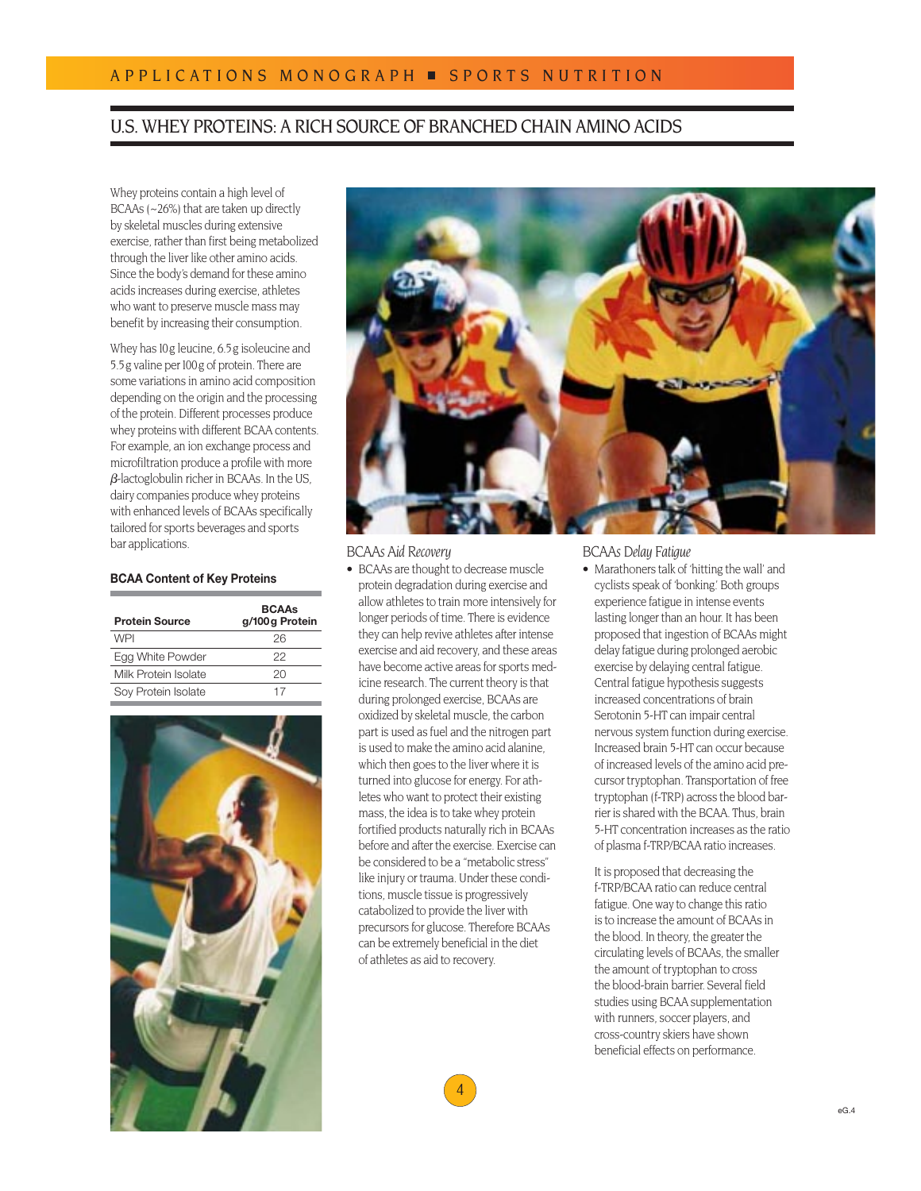## U.S. WHEY PROTEINS: A RICH SOURCE OF BRANCHED CHAIN AMINO ACIDS

Whey proteins contain a high level of BCAAs (~26%) that are taken up directly by skeletal muscles during extensive exercise, rather than first being metabolized through the liver like other amino acids. Since the body's demand for these amino acids increases during exercise, athletes who want to preserve muscle mass may benefit by increasing their consumption.

Whey has 10 g leucine, 6.5 g isoleucine and 5.5 g valine per 100 g of protein. There are some variations in amino acid composition depending on the origin and the processing of the protein. Different processes produce whey proteins with different BCAA contents. For example, an ion exchange process and microfiltration produce a profile with more β-lactoglobulin richer in BCAAs. In the US, dairy companies produce whey proteins with enhanced levels of BCAAs specifically tailored for sports beverages and sports bar applications.

**BCAA Content of Key Proteins**

| Protein Source | BCAAs g/100 g Protein |
|---|---|
| WPI | 26 |
| Egg White Powder | 22 |
| Milk Protein Isolate | 20 |
| Soy Protein Isolate | 17 |

### *BCAAs Aid Recovery*

- BCAAs are thought to decrease muscle protein degradation during exercise and allow athletes to train more intensively for longer periods of time. There is evidence they can help revive athletes after intense exercise and aid recovery, and these areas have become active areas for sports medicine research. The current theory is that during prolonged exercise, BCAAs are oxidized by skeletal muscle, the carbon part is used as fuel and the nitrogen part is used to make the amino acid alanine, which then goes to the liver where it is turned into glucose for energy. For athletes who want to protect their existing mass, the idea is to take whey protein fortified products naturally rich in BCAAs before and after the exercise. Exercise can be considered to be a "metabolic stress" like injury or trauma. Under these conditions, muscle tissue is progressively catabolized to provide the liver with precursors for glucose. Therefore BCAAs can be extremely beneficial in the diet of athletes as aid to recovery.

### *BCAAs Delay Fatigue*

- Marathoners talk of 'hitting the wall' and cyclists speak of 'bonking.' Both groups experience fatigue in intense events lasting longer than an hour. It has been proposed that ingestion of BCAAs might delay fatigue during prolonged aerobic exercise by delaying central fatigue. Central fatigue hypothesis suggests increased concentrations of brain Serotonin 5-HT can impair central nervous system function during exercise. Increased brain 5-HT can occur because of increased levels of the amino acid precursor tryptophan. Transportation of free tryptophan (f-TRP) across the blood barrier is shared with the BCAA. Thus, brain 5-HT concentration increases as the ratio of plasma f-TRP/BCAA ratio increases.

It is proposed that decreasing the f-TRP/BCAA ratio can reduce central fatigue. One way to change this ratio is to increase the amount of BCAAs in the blood. In theory, the greater the circulating levels of BCAAs, the smaller the amount of tryptophan to cross the blood-brain barrier. Several field studies using BCAA supplementation with runners, soccer players, and cross-country skiers have shown beneficial effects on performance.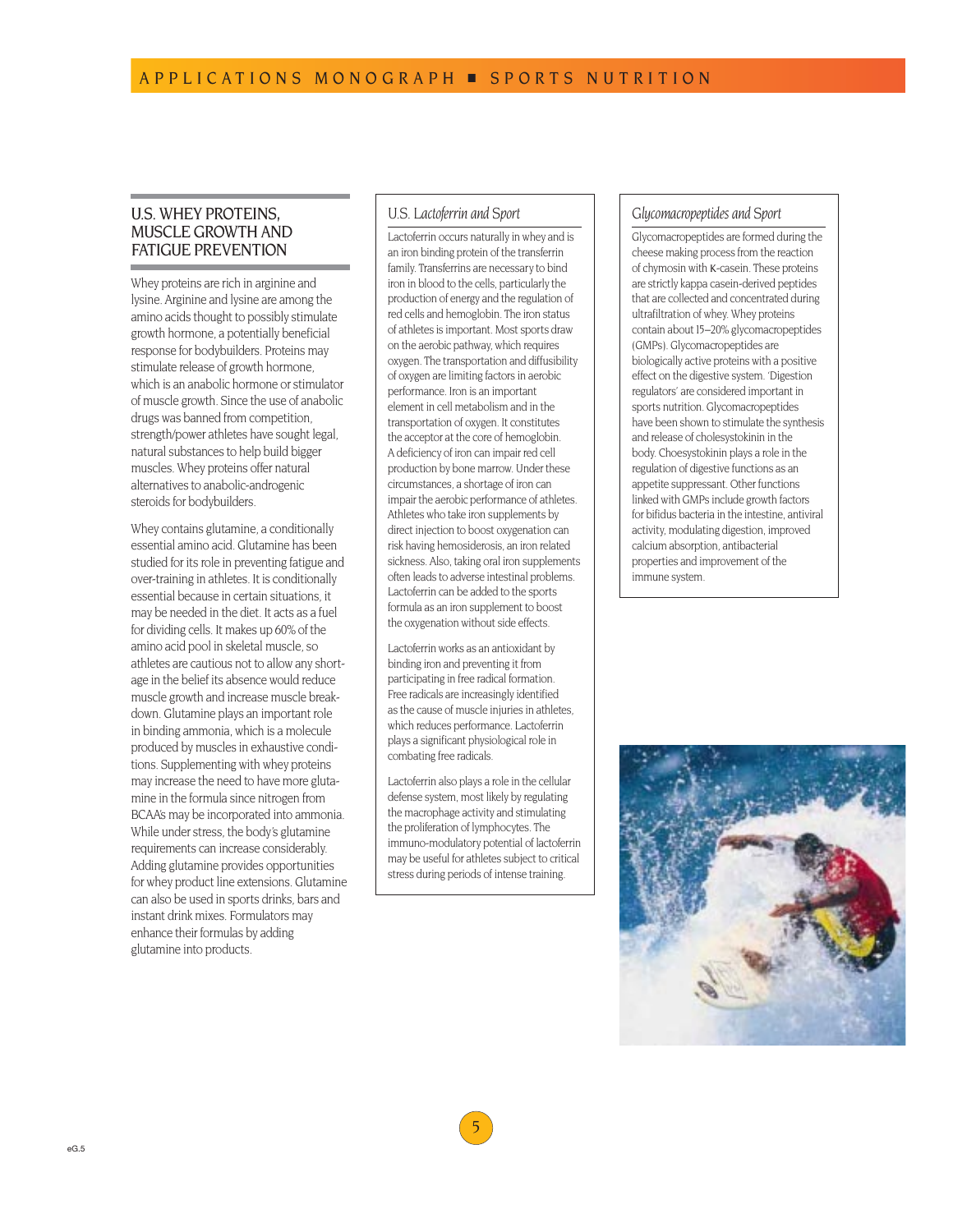## U.S. WHEY PROTEINS, MUSCLE GROWTH AND FATIGUE PREVENTION

Whey proteins are rich in arginine and lysine. Arginine and lysine are among the amino acids thought to possibly stimulate growth hormone, a potentially beneficial response for bodybuilders. Proteins may stimulate release of growth hormone, which is an anabolic hormone or stimulator of muscle growth. Since the use of anabolic drugs was banned from competition, strength/power athletes have sought legal, natural substances to help build bigger muscles. Whey proteins offer natural alternatives to anabolic-androgenic steroids for bodybuilders.

Whey contains glutamine, a conditionally essential amino acid. Glutamine has been studied for its role in preventing fatigue and over-training in athletes. It is conditionally essential because in certain situations, it may be needed in the diet. It acts as a fuel for dividing cells. It makes up 60% of the amino acid pool in skeletal muscle, so athletes are cautious not to allow any shortage in the belief its absence would reduce muscle growth and increase muscle breakdown. Glutamine plays an important role in binding ammonia, which is a molecule produced by muscles in exhaustive conditions. Supplementing with whey proteins may increase the need to have more glutamine in the formula since nitrogen from BCAA's may be incorporated into ammonia. While under stress, the body's glutamine requirements can increase considerably. Adding glutamine provides opportunities for whey product line extensions. Glutamine can also be used in sports drinks, bars and instant drink mixes. Formulators may enhance their formulas by adding glutamine into products.

### U.S. *Lactoferrin and Sport*

Lactoferrin occurs naturally in whey and is an iron binding protein of the transferrin family. Transferrins are necessary to bind iron in blood to the cells, particularly the production of energy and the regulation of red cells and hemoglobin. The iron status of athletes is important. Most sports draw on the aerobic pathway, which requires oxygen. The transportation and diffusibility of oxygen are limiting factors in aerobic performance. Iron is an important element in cell metabolism and in the transportation of oxygen. It constitutes the acceptor at the core of hemoglobin. A deficiency of iron can impair red cell production by bone marrow. Under these circumstances, a shortage of iron can impair the aerobic performance of athletes. Athletes who take iron supplements by direct injection to boost oxygenation can risk having hemosiderosis, an iron related sickness. Also, taking oral iron supplements often leads to adverse intestinal problems. Lactoferrin can be added to the sports formula as an iron supplement to boost the oxygenation without side effects.

Lactoferrin works as an antioxidant by binding iron and preventing it from participating in free radical formation. Free radicals are increasingly identified as the cause of muscle injuries in athletes, which reduces performance. Lactoferrin plays a significant physiological role in combating free radicals.

Lactoferrin also plays a role in the cellular defense system, most likely by regulating the macrophage activity and stimulating the proliferation of lymphocytes. The immuno-modulatory potential of lactoferrin may be useful for athletes subject to critical stress during periods of intense training.

### *Glycomacropeptides and Sport*

Glycomacropeptides are formed during the cheese making process from the reaction of chymosin with κ-casein. These proteins are strictly kappa casein-derived peptides that are collected and concentrated during ultrafiltration of whey. Whey proteins contain about 15–20% glycomacropeptides (GMPs). Glycomacropeptides are biologically active proteins with a positive effect on the digestive system. 'Digestion regulators' are considered important in sports nutrition. Glycomacropeptides have been shown to stimulate the synthesis and release of cholesystokinin in the body. Choesystokinin plays a role in the regulation of digestive functions as an appetite suppressant. Other functions linked with GMPs include growth factors for bifidus bacteria in the intestine, antiviral activity, modulating digestion, improved calcium absorption, antibacterial properties and improvement of the immune system.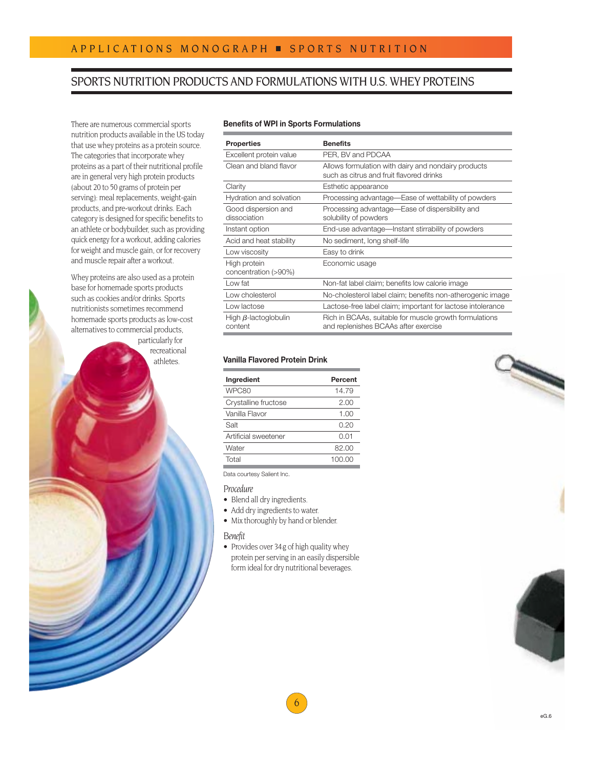## SPORTS NUTRITION PRODUCTS AND FORMULATIONS WITH U.S. WHEY PROTEINS

There are numerous commercial sports nutrition products available in the US today that use whey proteins as a protein source. The categories that incorporate whey proteins as a part of their nutritional profile are in general very high protein products (about 20 to 50 grams of protein per serving): meal replacements, weight-gain products, and pre-workout drinks. Each category is designed for specific benefits to an athlete or bodybuilder, such as providing quick energy for a workout, adding calories for weight and muscle gain, or for recovery and muscle repair after a workout.

Whey proteins are also used as a protein base for homemade sports products such as cookies and/or drinks. Sports nutritionists sometimes recommend homemade sports products as low-cost alternatives to commercial products, particularly for recreational athletes.

**Benefits of WPI in Sports Formulations**

| Properties | Benefits |
|---|---|
| Excellent protein value | PER, BV and PDCAA |
| Clean and bland flavor | Allows formulation with dairy and nondairy products such as citrus and fruit flavored drinks |
| Clarity | Esthetic appearance |
| Hydration and solvation | Processing advantage—Ease of wettability of powders |
| Good dispersion and dissociation | Processing advantage—Ease of dispersibility and solubility of powders |
| Instant option | End-use advantage—Instant stirrability of powders |
| Acid and heat stability | No sediment, long shelf-life |
| Low viscosity | Easy to drink |
| High protein concentration (>90%) | Economic usage |
| Low fat | Non-fat label claim; benefits low calorie image |
| Low cholesterol | No-cholesterol label claim; benefits non-atherogenic image |
| Low lactose | Lactose-free label claim; important for lactose intolerance |
| High $\beta$-lactoglobulin content | Rich in BCAAs, suitable for muscle growth formulations and replenishes BCAAs after exercise |

**Vanilla Flavored Protein Drink**

| Ingredient | Percent |
|---|---|
| WPC80 | 14.79 |
| Crystalline fructose | 2.00 |
| Vanilla Flavor | 1.00 |
| Salt | 0.20 |
| Artificial sweetener | 0.01 |
| Water | 82.00 |
| Total | 100.00 |

Data courtesy Salient Inc.

*Procedure*

- Blend all dry ingredients.
- Add dry ingredients to water.
- Mix thoroughly by hand or blender.

*Benefit*

- Provides over 34 g of high quality whey protein per serving in an easily dispersible form ideal for dry nutritional beverages.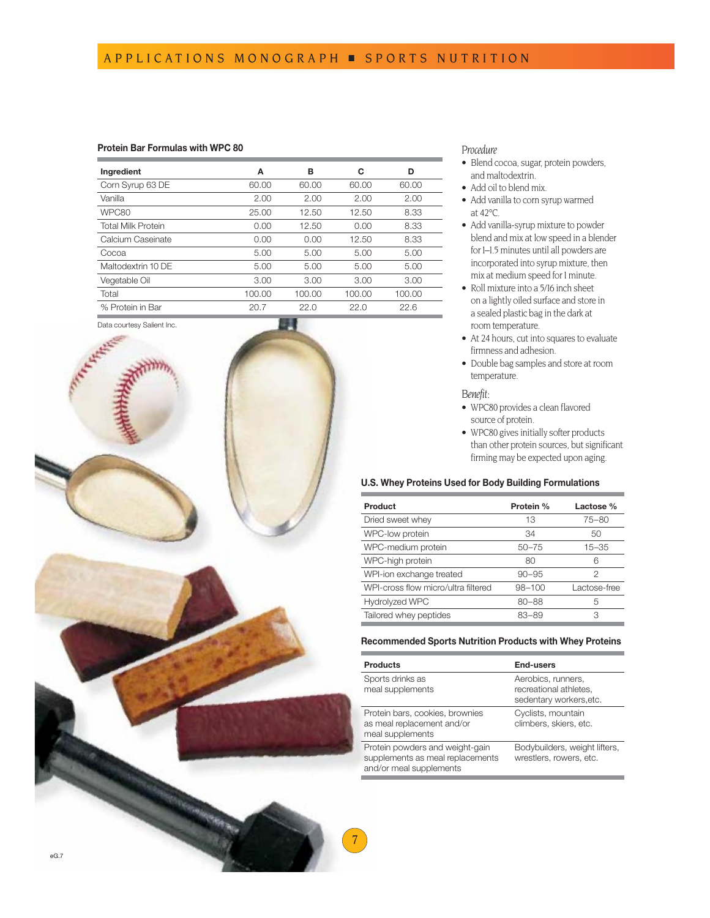### Protein Bar Formulas with WPC 80

| Ingredient | A | B | C | D |
|---|---|---|---|---|
| Corn Syrup 63 DE | 60.00 | 60.00 | 60.00 | 60.00 |
| Vanilla | 2.00 | 2.00 | 2.00 | 2.00 |
| WPC80 | 25.00 | 12.50 | 12.50 | 8.33 |
| Total Milk Protein | 0.00 | 12.50 | 0.00 | 8.33 |
| Calcium Caseinate | 0.00 | 0.00 | 12.50 | 8.33 |
| Cocoa | 5.00 | 5.00 | 5.00 | 5.00 |
| Maltodextrin 10 DE | 5.00 | 5.00 | 5.00 | 5.00 |
| Vegetable Oil | 3.00 | 3.00 | 3.00 | 3.00 |
| Total | 100.00 | 100.00 | 100.00 | 100.00 |
| % Protein in Bar | 20.7 | 22.0 | 22.0 | 22.6 |

Data courtesy Salient Inc.

*Procedure*

- Blend cocoa, sugar, protein powders, and maltodextrin.
- Add oil to blend mix.
- Add vanilla to corn syrup warmed at 42°C.
- Add vanilla-syrup mixture to powder blend and mix at low speed in a blender for 1–1.5 minutes until all powders are incorporated into syrup mixture, then mix at medium speed for 1 minute.
- Roll mixture into a 5/16 inch sheet on a lightly oiled surface and store in a sealed plastic bag in the dark at room temperature.
- At 24 hours, cut into squares to evaluate firmness and adhesion.
- Double bag samples and store at room temperature.

*Benefit:*

- WPC80 provides a clean flavored source of protein.
- WPC80 gives initially softer products than other protein sources, but significant firming may be expected upon aging.

### U.S. Whey Proteins Used for Body Building Formulations

| Product | Protein % | Lactose % |
|---|---|---|
| Dried sweet whey | 13 | 75–80 |
| WPC-low protein | 34 | 50 |
| WPC-medium protein | 50–75 | 15–35 |
| WPC-high protein | 80 | 6 |
| WPI-ion exchange treated | 90–95 | 2 |
| WPI-cross flow micro/ultra filtered | 98–100 | Lactose-free |
| Hydrolyzed WPC | 80–88 | 5 |
| Tailored whey peptides | 83–89 | 3 |

### Recommended Sports Nutrition Products with Whey Proteins

| Products | End-users |
|---|---|
| Sports drinks as meal supplements | Aerobics, runners, recreational athletes, sedentary workers,etc. |
| Protein bars, cookies, brownies as meal replacement and/or meal supplements | Cyclists, mountain climbers, skiers, etc. |
| Protein powders and weight-gain supplements as meal replacements and/or meal supplements | Bodybuilders, weight lifters, wrestlers, rowers, etc. |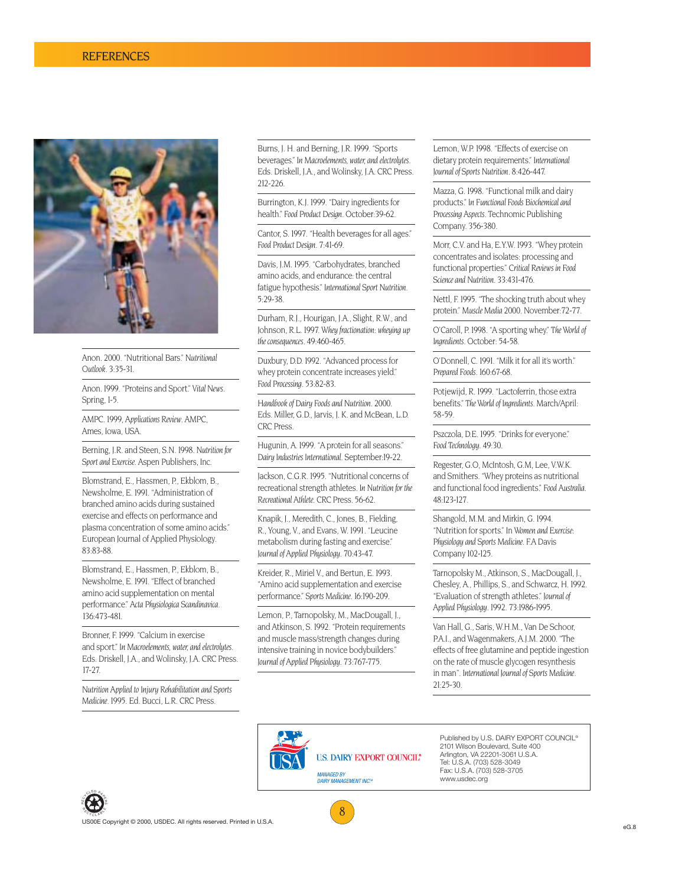# REFERENCES

Anon. 2000. "Nutritional Bars." *Nutritional Outlook*. 3:35-31.

Anon. 1999. "Proteins and Sport." *Vital News*. Spring, 1-5.

AMPC. 1999, *Applications Review*. AMPC, Ames, Iowa, USA.

Berning, J.R. and Steen, S.N. 1998. *Nutrition for Sport and Exercise*. Aspen Publishers, Inc.

Blomstrand, E., Hassmen, P., Ekblom, B., Newsholme, E. 1991. "Administration of branched amino acids during sustained exercise and effects on performance and plasma concentration of some amino acids." European Journal of Applied Physiology. 83:83-88.

Blomstrand, E., Hassmen, P., Ekblom, B., Newsholme, E. 1991. "Effect of branched amino acid supplementation on mental performance." *Acta Physiologica Scandinavica*. 136:473-481.

Bronner, F. 1999. "Calcium in exercise and sport." *In Macroelements, water, and electrolytes*. Eds. Driskell, J.A., and Wolinsky, J.A. CRC Press. 17-27.

*Nutrition Applied to Injury Rehabilitation and Sports Medicine*. 1995. Ed. Bucci, L.R. CRC Press.

Burns, J. H. and Berning, J.R. 1999. "Sports beverages." *In Macroelements, water, and electrolytes*. Eds. Driskell, J.A., and Wolinsky, J.A. CRC Press. 212-226.

Burrington, K.J. 1999. "Dairy ingredients for health." *Food Product Design*. October:39-62.

Cantor, S. 1997. "Health beverages for all ages." *Food Product Design*. 7:41-69.

Davis, J.M. 1995. "Carbohydrates, branched amino acids, and endurance: the central fatigue hypothesis." *International Sport Nutrition*. 5:29-38.

Durham, R.J., Hourigan, J.A., Slight, R.W., and Johnson, R.L. 1997. *Whey fractionation: wheying up the consequences*. 49:460-465.

Duxbury, D.D. 1992. "Advanced process for whey protein concentrate increases yield." *Food Processing*. 53:82-83.

*Handbook of Dairy Foods and Nutrition*. 2000. Eds. Miller, G.D., Jarvis, J. K. and McBean, L.D. CRC Press.

Hugunin, A. 1999. "A protein for all seasons." *Dairy Industries International*. September:19-22.

Jackson, C.G.R. 1995. "Nutritional concerns of recreational strength athletes. *In Nutrition for the Recreational Athlete*. CRC Press. 56-62.

Knapik, J., Meredith, C., Jones, B., Fielding, R., Young, V., and Evans, W. 1991. "Leucine metabolism during fasting and exercise." *Journal of Applied Physiology*. 70:43-47.

Kreider, R., Miriel V., and Bertun, E. 1993. "Amino acid supplementation and exercise performance." *Sports Medicine*. 16:190-209.

Lemon, P., Tarnopolsky, M., MacDougall, J., and Atkinson, S. 1992. "Protein requirements and muscle mass/strength changes during intensive training in novice bodybuilders." *Journal of Applied Physiology*. 73:767-775.

Lemon, W.P. 1998. "Effects of exercise on dietary protein requirements." *International Journal of Sports Nutrition*. 8:426-447.

Mazza, G. 1998. "Functional milk and dairy products." *In Functional Foods Biochemical and Processing Aspects*. Technomic Publishing Company. 356-380.

Morr, C.V. and Ha, E.Y.W. 1993. "Whey protein concentrates and isolates: processing and functional properties." *Critical Reviews in Food Science and Nutrition*. 33:431-476.

Nettl, F. 1995. "The shocking truth about whey protein." *Muscle Media* 2000. November:72-77.

O'Caroll, P. 1998. "A sporting whey." *The World of Ingredients*. October: 54-58.

O'Donnell, C. 1991. "Milk it for all it's worth." *Prepared Foods*. 160:67-68.

Potjewijd, R. 1999. "Lactoferrin, those extra benefits." *The World of Ingredients*. March/April: 58-59.

Pszczola, D.E. 1995. "Drinks for everyone." *Food Technology*. 49:30.

Regester, G.O, McIntosh, G.M, Lee, V.W.K. and Smithers. "Whey proteins as nutritional and functional food ingredients." *Food Australia*. 48:123-127.

Shangold, M.M. and Mirkin, G. 1994. "Nutrition for sports." In *Women and Exercise: Physiology and Sports Medicine*. F.A Davis Company 102-125.

Tarnopolsky M., Atkinson, S., MacDougall, J., Chesley, A., Phillips, S., and Schwarcz, H. 1992. "Evaluation of strength athletes." *Journal of Applied Physiology*. 1992. 73:1986-1995.

Van Hall, G., Saris, W.H.M., Van De Schoor, P.A.I., and Wagenmakers, A.J.M. 2000. "The effects of free glutamine and peptide ingestion on the rate of muscle glycogen resynthesis in man". *International Journal of Sports Medicine*. 21:25-30.

U.S. DAIRY EXPORT COUNCIL®
MANAGED BY DAIRY MANAGEMENT INC.™

Published by U.S. DAIRY EXPORT COUNCIL®
2101 Wilson Boulevard, Suite 400
Arlington, VA 22201-3061 U.S.A.
Tel: U.S.A. (703) 528-3049
Fax: U.S.A. (703) 528-3705
www.usdec.org

US00E Copyright © 2000, USDEC. All rights reserved. Printed in U.S.A.